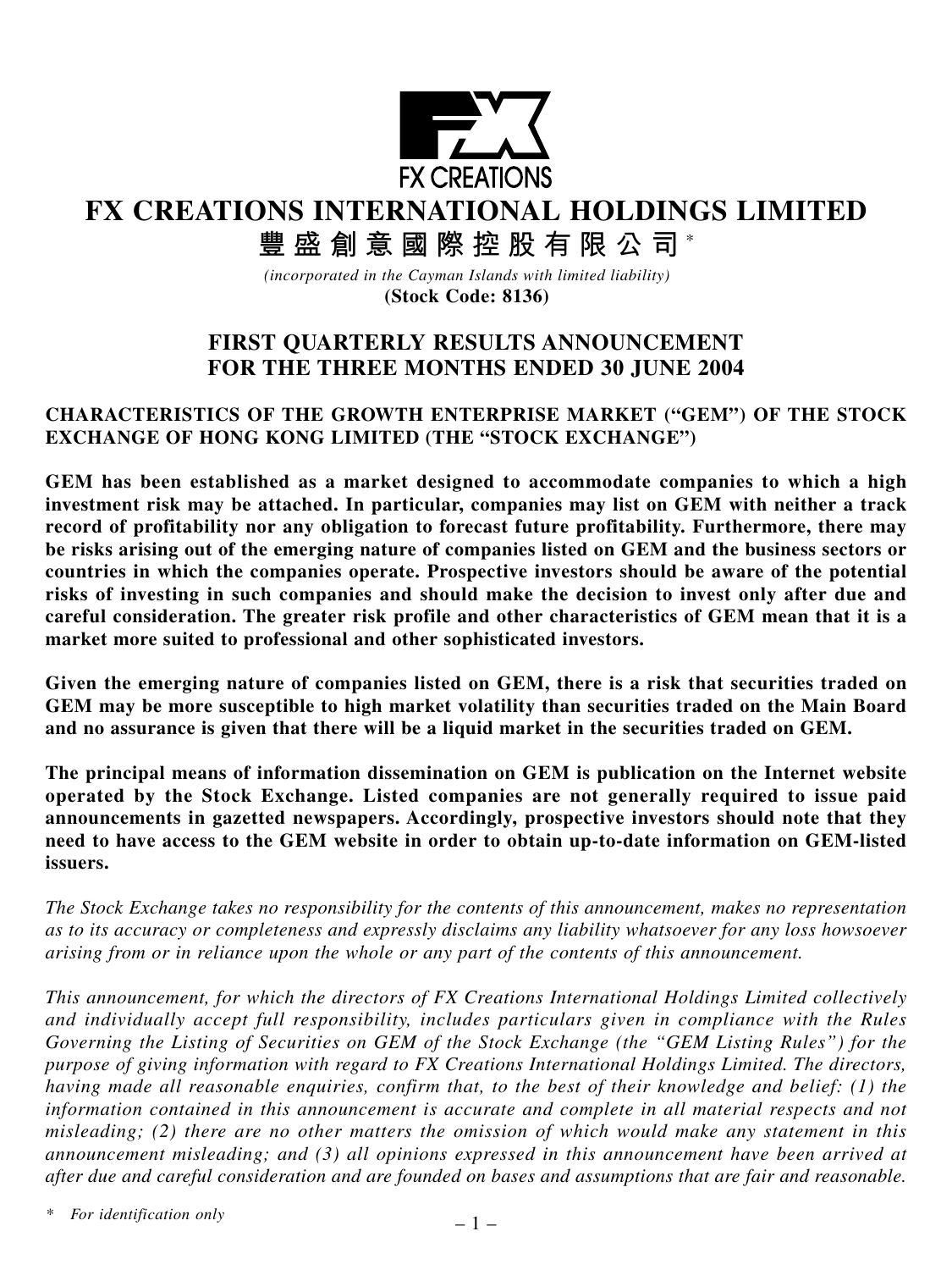FX CREATIONS

# FX CREATIONS INTERNATIONAL HOLDINGS LIMITED

# 豐盛創意國際控股有限公司*

*(incorporated in the Cayman Islands with limited liability)*

**(Stock Code: 8136)**

## FIRST QUARTERLY RESULTS ANNOUNCEMENT FOR THE THREE MONTHS ENDED 30 JUNE 2004

**CHARACTERISTICS OF THE GROWTH ENTERPRISE MARKET ("GEM") OF THE STOCK EXCHANGE OF HONG KONG LIMITED (THE "STOCK EXCHANGE")**

**GEM has been established as a market designed to accommodate companies to which a high investment risk may be attached. In particular, companies may list on GEM with neither a track record of profitability nor any obligation to forecast future profitability. Furthermore, there may be risks arising out of the emerging nature of companies listed on GEM and the business sectors or countries in which the companies operate. Prospective investors should be aware of the potential risks of investing in such companies and should make the decision to invest only after due and careful consideration. The greater risk profile and other characteristics of GEM mean that it is a market more suited to professional and other sophisticated investors.**

**Given the emerging nature of companies listed on GEM, there is a risk that securities traded on GEM may be more susceptible to high market volatility than securities traded on the Main Board and no assurance is given that there will be a liquid market in the securities traded on GEM.**

**The principal means of information dissemination on GEM is publication on the Internet website operated by the Stock Exchange. Listed companies are not generally required to issue paid announcements in gazetted newspapers. Accordingly, prospective investors should note that they need to have access to the GEM website in order to obtain up-to-date information on GEM-listed issuers.**

*The Stock Exchange takes no responsibility for the contents of this announcement, makes no representation as to its accuracy or completeness and expressly disclaims any liability whatsoever for any loss howsoever arising from or in reliance upon the whole or any part of the contents of this announcement.*

*This announcement, for which the directors of FX Creations International Holdings Limited collectively and individually accept full responsibility, includes particulars given in compliance with the Rules Governing the Listing of Securities on GEM of the Stock Exchange (the "GEM Listing Rules") for the purpose of giving information with regard to FX Creations International Holdings Limited. The directors, having made all reasonable enquiries, confirm that, to the best of their knowledge and belief: (1) the information contained in this announcement is accurate and complete in all material respects and not misleading; (2) there are no other matters the omission of which would make any statement in this announcement misleading; and (3) all opinions expressed in this announcement have been arrived at after due and careful consideration and are founded on bases and assumptions that are fair and reasonable.*

\* *For identification only*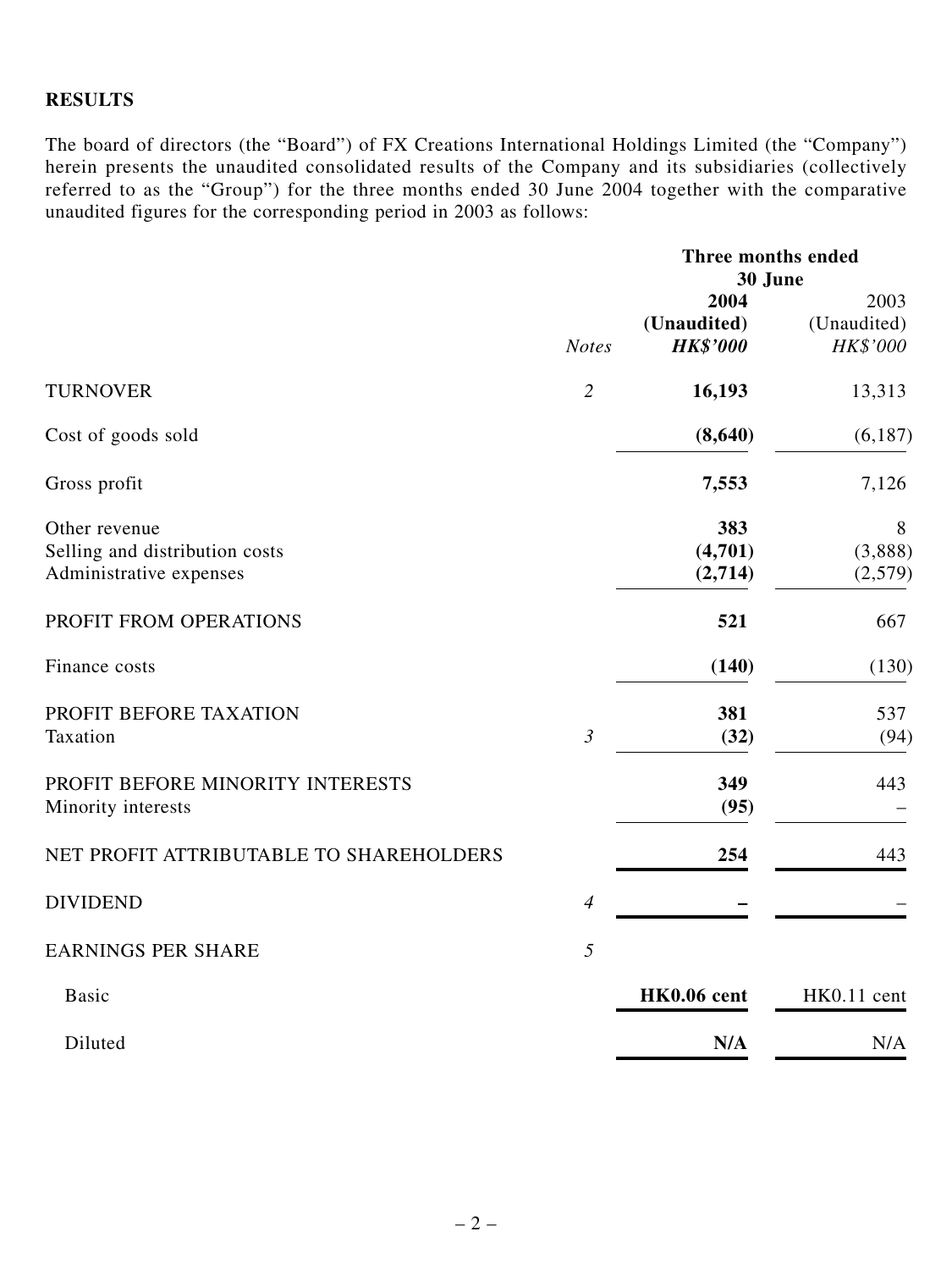**RESULTS**

The board of directors (the "Board") of FX Creations International Holdings Limited (the "Company") herein presents the unaudited consolidated results of the Company and its subsidiaries (collectively referred to as the "Group") for the three months ended 30 June 2004 together with the comparative unaudited figures for the corresponding period in 2003 as follows:

| | | Three months ended 30 June | |
|---|---|---|---|
| | | **2004** | 2003 |
| | | **(Unaudited)** | (Unaudited) |
| | *Notes* | ***HK$'000*** | *HK$'000* |
| TURNOVER | *2* | **16,193** | 13,313 |
| Cost of goods sold | | **(8,640)** | (6,187) |
| Gross profit | | **7,553** | 7,126 |
| Other revenue | | **383** | 8 |
| Selling and distribution costs | | **(4,701)** | (3,888) |
| Administrative expenses | | **(2,714)** | (2,579) |
| PROFIT FROM OPERATIONS | | **521** | 667 |
| Finance costs | | **(140)** | (130) |
| PROFIT BEFORE TAXATION | | **381** | 537 |
| Taxation | *3* | **(32)** | (94) |
| PROFIT BEFORE MINORITY INTERESTS | | **349** | 443 |
| Minority interests | | **(95)** | – |
| NET PROFIT ATTRIBUTABLE TO SHAREHOLDERS | | **254** | 443 |
| DIVIDEND | *4* | **–** | – |
| EARNINGS PER SHARE | *5* | | |
| Basic | | **HK0.06 cent** | HK0.11 cent |
| Diluted | | **N/A** | N/A |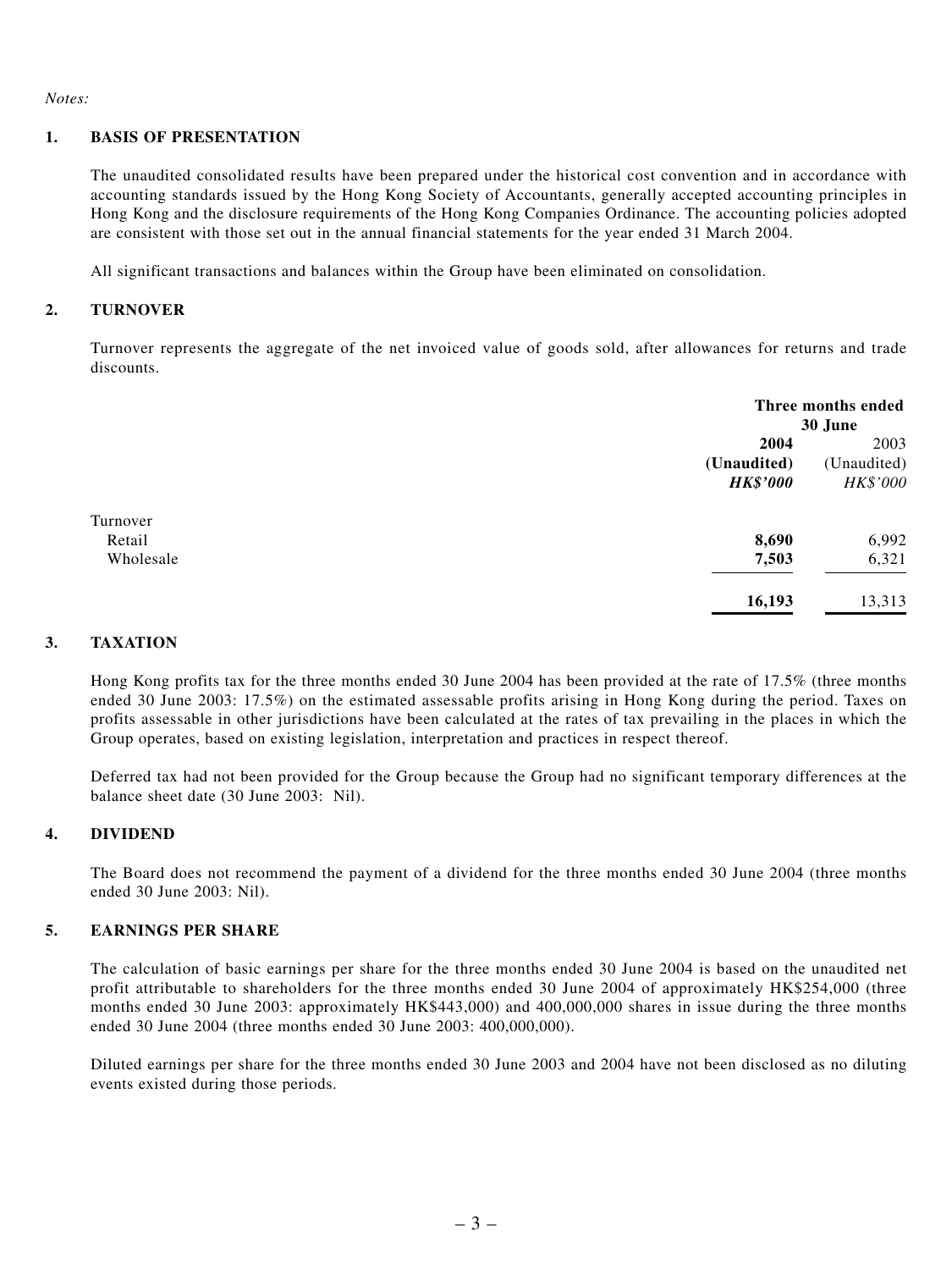*Notes:*

## 1. BASIS OF PRESENTATION

The unaudited consolidated results have been prepared under the historical cost convention and in accordance with accounting standards issued by the Hong Kong Society of Accountants, generally accepted accounting principles in Hong Kong and the disclosure requirements of the Hong Kong Companies Ordinance. The accounting policies adopted are consistent with those set out in the annual financial statements for the year ended 31 March 2004.

All significant transactions and balances within the Group have been eliminated on consolidation.

## 2. TURNOVER

Turnover represents the aggregate of the net invoiced value of goods sold, after allowances for returns and trade discounts.

| | Three months ended 30 June | |
|---|---|---|
| | **2004** | 2003 |
| | **(Unaudited)** | (Unaudited) |
| | ***HK$'000*** | *HK$'000* |
| Turnover | | |
| Retail | **8,690** | 6,992 |
| Wholesale | **7,503** | 6,321 |
| | **16,193** | 13,313 |

## 3. TAXATION

Hong Kong profits tax for the three months ended 30 June 2004 has been provided at the rate of 17.5% (three months ended 30 June 2003: 17.5%) on the estimated assessable profits arising in Hong Kong during the period. Taxes on profits assessable in other jurisdictions have been calculated at the rates of tax prevailing in the places in which the Group operates, based on existing legislation, interpretation and practices in respect thereof.

Deferred tax had not been provided for the Group because the Group had no significant temporary differences at the balance sheet date (30 June 2003: Nil).

## 4. DIVIDEND

The Board does not recommend the payment of a dividend for the three months ended 30 June 2004 (three months ended 30 June 2003: Nil).

## 5. EARNINGS PER SHARE

The calculation of basic earnings per share for the three months ended 30 June 2004 is based on the unaudited net profit attributable to shareholders for the three months ended 30 June 2004 of approximately HK$254,000 (three months ended 30 June 2003: approximately HK$443,000) and 400,000,000 shares in issue during the three months ended 30 June 2004 (three months ended 30 June 2003: 400,000,000).

Diluted earnings per share for the three months ended 30 June 2003 and 2004 have not been disclosed as no diluting events existed during those periods.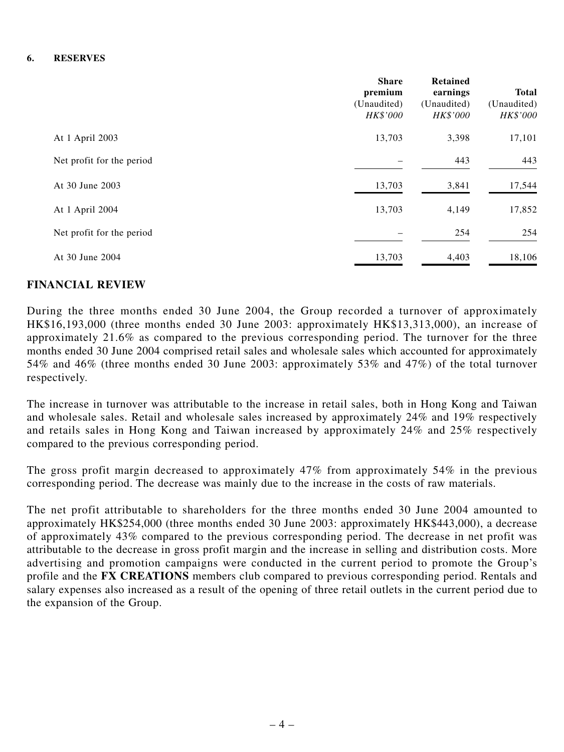### 6. RESERVES

| | Share premium (Unaudited) *HK$'000* | Retained earnings (Unaudited) *HK$'000* | Total (Unaudited) *HK$'000* |
|---|---|---|---|
| At 1 April 2003 | 13,703 | 3,398 | 17,101 |
| Net profit for the period | – | 443 | 443 |
| At 30 June 2003 | 13,703 | 3,841 | 17,544 |
| At 1 April 2004 | 13,703 | 4,149 | 17,852 |
| Net profit for the period | – | 254 | 254 |
| At 30 June 2004 | 13,703 | 4,403 | 18,106 |

## FINANCIAL REVIEW

During the three months ended 30 June 2004, the Group recorded a turnover of approximately HK$16,193,000 (three months ended 30 June 2003: approximately HK$13,313,000), an increase of approximately 21.6% as compared to the previous corresponding period. The turnover for the three months ended 30 June 2004 comprised retail sales and wholesale sales which accounted for approximately 54% and 46% (three months ended 30 June 2003: approximately 53% and 47%) of the total turnover respectively.

The increase in turnover was attributable to the increase in retail sales, both in Hong Kong and Taiwan and wholesale sales. Retail and wholesale sales increased by approximately 24% and 19% respectively and retails sales in Hong Kong and Taiwan increased by approximately 24% and 25% respectively compared to the previous corresponding period.

The gross profit margin decreased to approximately 47% from approximately 54% in the previous corresponding period. The decrease was mainly due to the increase in the costs of raw materials.

The net profit attributable to shareholders for the three months ended 30 June 2004 amounted to approximately HK$254,000 (three months ended 30 June 2003: approximately HK$443,000), a decrease of approximately 43% compared to the previous corresponding period. The decrease in net profit was attributable to the decrease in gross profit margin and the increase in selling and distribution costs. More advertising and promotion campaigns were conducted in the current period to promote the Group's profile and the **FX CREATIONS** members club compared to previous corresponding period. Rentals and salary expenses also increased as a result of the opening of three retail outlets in the current period due to the expansion of the Group.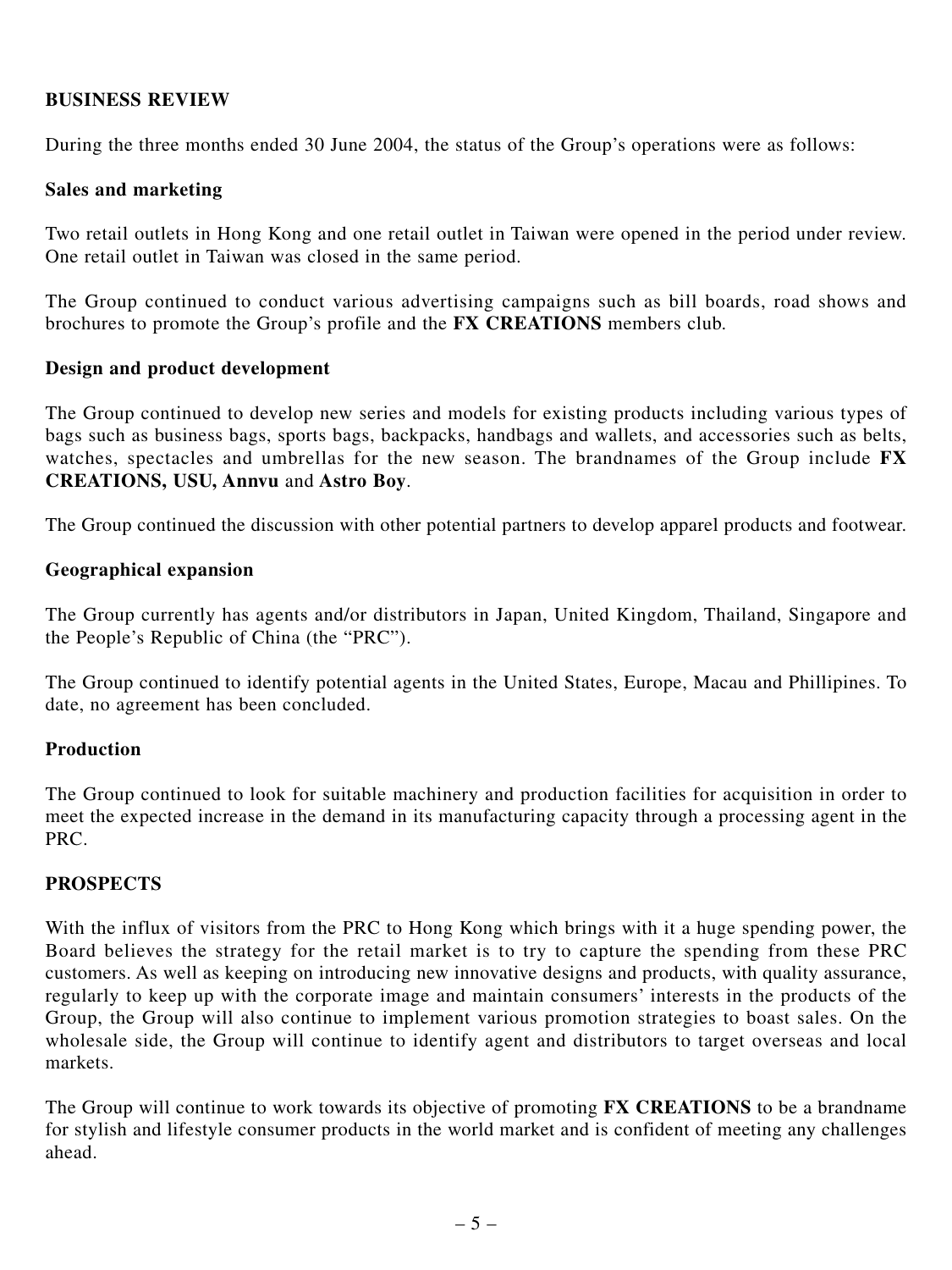## BUSINESS REVIEW

During the three months ended 30 June 2004, the status of the Group's operations were as follows:

### Sales and marketing

Two retail outlets in Hong Kong and one retail outlet in Taiwan were opened in the period under review. One retail outlet in Taiwan was closed in the same period.

The Group continued to conduct various advertising campaigns such as bill boards, road shows and brochures to promote the Group's profile and the **FX CREATIONS** members club.

### Design and product development

The Group continued to develop new series and models for existing products including various types of bags such as business bags, sports bags, backpacks, handbags and wallets, and accessories such as belts, watches, spectacles and umbrellas for the new season. The brandnames of the Group include **FX CREATIONS, USU, Annvu** and **Astro Boy**.

The Group continued the discussion with other potential partners to develop apparel products and footwear.

### Geographical expansion

The Group currently has agents and/or distributors in Japan, United Kingdom, Thailand, Singapore and the People's Republic of China (the "PRC").

The Group continued to identify potential agents in the United States, Europe, Macau and Phillipines. To date, no agreement has been concluded.

### Production

The Group continued to look for suitable machinery and production facilities for acquisition in order to meet the expected increase in the demand in its manufacturing capacity through a processing agent in the PRC.

## PROSPECTS

With the influx of visitors from the PRC to Hong Kong which brings with it a huge spending power, the Board believes the strategy for the retail market is to try to capture the spending from these PRC customers. As well as keeping on introducing new innovative designs and products, with quality assurance, regularly to keep up with the corporate image and maintain consumers' interests in the products of the Group, the Group will also continue to implement various promotion strategies to boast sales. On the wholesale side, the Group will continue to identify agent and distributors to target overseas and local markets.

The Group will continue to work towards its objective of promoting **FX CREATIONS** to be a brandname for stylish and lifestyle consumer products in the world market and is confident of meeting any challenges ahead.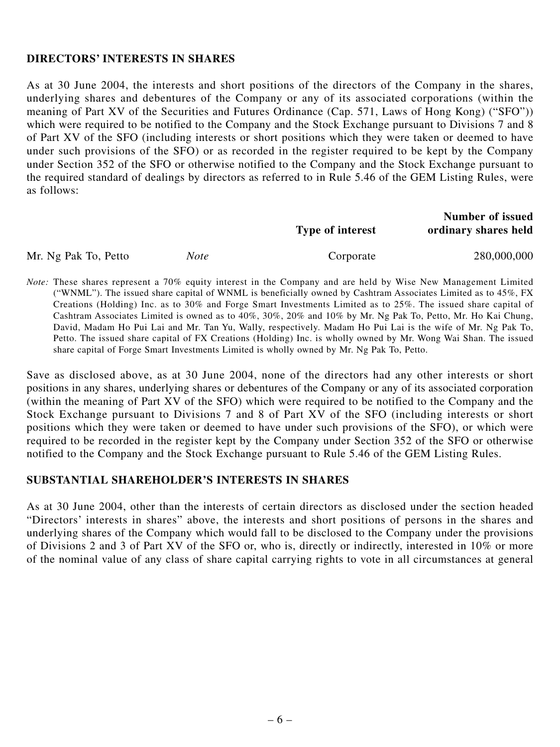## DIRECTORS' INTERESTS IN SHARES

As at 30 June 2004, the interests and short positions of the directors of the Company in the shares, underlying shares and debentures of the Company or any of its associated corporations (within the meaning of Part XV of the Securities and Futures Ordinance (Cap. 571, Laws of Hong Kong) ("SFO")) which were required to be notified to the Company and the Stock Exchange pursuant to Divisions 7 and 8 of Part XV of the SFO (including interests or short positions which they were taken or deemed to have under such provisions of the SFO) or as recorded in the register required to be kept by the Company under Section 352 of the SFO or otherwise notified to the Company and the Stock Exchange pursuant to the required standard of dealings by directors as referred to in Rule 5.46 of the GEM Listing Rules, were as follows:

| | | Type of interest | Number of issued ordinary shares held |
|---|---|---|---|
| Mr. Ng Pak To, Petto | *Note* | Corporate | 280,000,000 |

*Note:* These shares represent a 70% equity interest in the Company and are held by Wise New Management Limited ("WNML"). The issued share capital of WNML is beneficially owned by Cashtram Associates Limited as to 45%, FX Creations (Holding) Inc. as to 30% and Forge Smart Investments Limited as to 25%. The issued share capital of Cashtram Associates Limited is owned as to 40%, 30%, 20% and 10% by Mr. Ng Pak To, Petto, Mr. Ho Kai Chung, David, Madam Ho Pui Lai and Mr. Tan Yu, Wally, respectively. Madam Ho Pui Lai is the wife of Mr. Ng Pak To, Petto. The issued share capital of FX Creations (Holding) Inc. is wholly owned by Mr. Wong Wai Shan. The issued share capital of Forge Smart Investments Limited is wholly owned by Mr. Ng Pak To, Petto.

Save as disclosed above, as at 30 June 2004, none of the directors had any other interests or short positions in any shares, underlying shares or debentures of the Company or any of its associated corporation (within the meaning of Part XV of the SFO) which were required to be notified to the Company and the Stock Exchange pursuant to Divisions 7 and 8 of Part XV of the SFO (including interests or short positions which they were taken or deemed to have under such provisions of the SFO), or which were required to be recorded in the register kept by the Company under Section 352 of the SFO or otherwise notified to the Company and the Stock Exchange pursuant to Rule 5.46 of the GEM Listing Rules.

## SUBSTANTIAL SHAREHOLDER'S INTERESTS IN SHARES

As at 30 June 2004, other than the interests of certain directors as disclosed under the section headed "Directors' interests in shares" above, the interests and short positions of persons in the shares and underlying shares of the Company which would fall to be disclosed to the Company under the provisions of Divisions 2 and 3 of Part XV of the SFO or, who is, directly or indirectly, interested in 10% or more of the nominal value of any class of share capital carrying rights to vote in all circumstances at general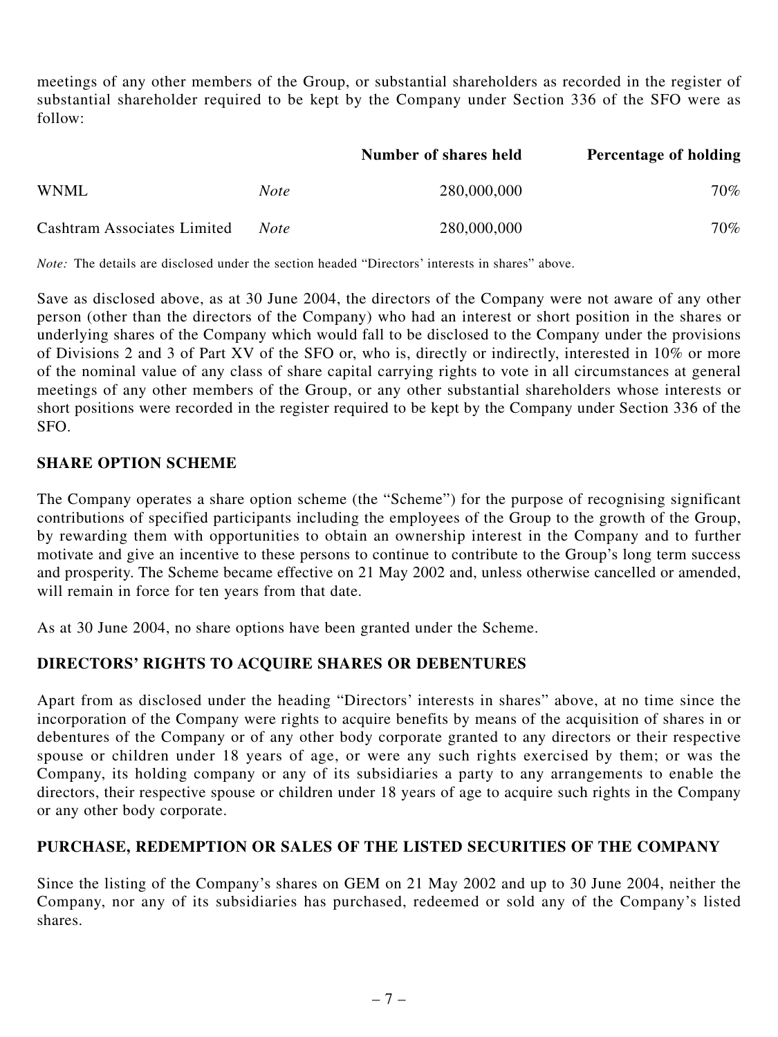meetings of any other members of the Group, or substantial shareholders as recorded in the register of substantial shareholder required to be kept by the Company under Section 336 of the SFO were as follow:

| | | Number of shares held | Percentage of holding |
|---|---|---|---|
| WNML | *Note* | 280,000,000 | 70% |
| Cashtram Associates Limited | *Note* | 280,000,000 | 70% |

*Note:* The details are disclosed under the section headed "Directors' interests in shares" above.

Save as disclosed above, as at 30 June 2004, the directors of the Company were not aware of any other person (other than the directors of the Company) who had an interest or short position in the shares or underlying shares of the Company which would fall to be disclosed to the Company under the provisions of Divisions 2 and 3 of Part XV of the SFO or, who is, directly or indirectly, interested in 10% or more of the nominal value of any class of share capital carrying rights to vote in all circumstances at general meetings of any other members of the Group, or any other substantial shareholders whose interests or short positions were recorded in the register required to be kept by the Company under Section 336 of the SFO.

## SHARE OPTION SCHEME

The Company operates a share option scheme (the "Scheme") for the purpose of recognising significant contributions of specified participants including the employees of the Group to the growth of the Group, by rewarding them with opportunities to obtain an ownership interest in the Company and to further motivate and give an incentive to these persons to continue to contribute to the Group's long term success and prosperity. The Scheme became effective on 21 May 2002 and, unless otherwise cancelled or amended, will remain in force for ten years from that date.

As at 30 June 2004, no share options have been granted under the Scheme.

## DIRECTORS' RIGHTS TO ACQUIRE SHARES OR DEBENTURES

Apart from as disclosed under the heading "Directors' interests in shares" above, at no time since the incorporation of the Company were rights to acquire benefits by means of the acquisition of shares in or debentures of the Company or of any other body corporate granted to any directors or their respective spouse or children under 18 years of age, or were any such rights exercised by them; or was the Company, its holding company or any of its subsidiaries a party to any arrangements to enable the directors, their respective spouse or children under 18 years of age to acquire such rights in the Company or any other body corporate.

## PURCHASE, REDEMPTION OR SALES OF THE LISTED SECURITIES OF THE COMPANY

Since the listing of the Company's shares on GEM on 21 May 2002 and up to 30 June 2004, neither the Company, nor any of its subsidiaries has purchased, redeemed or sold any of the Company's listed shares.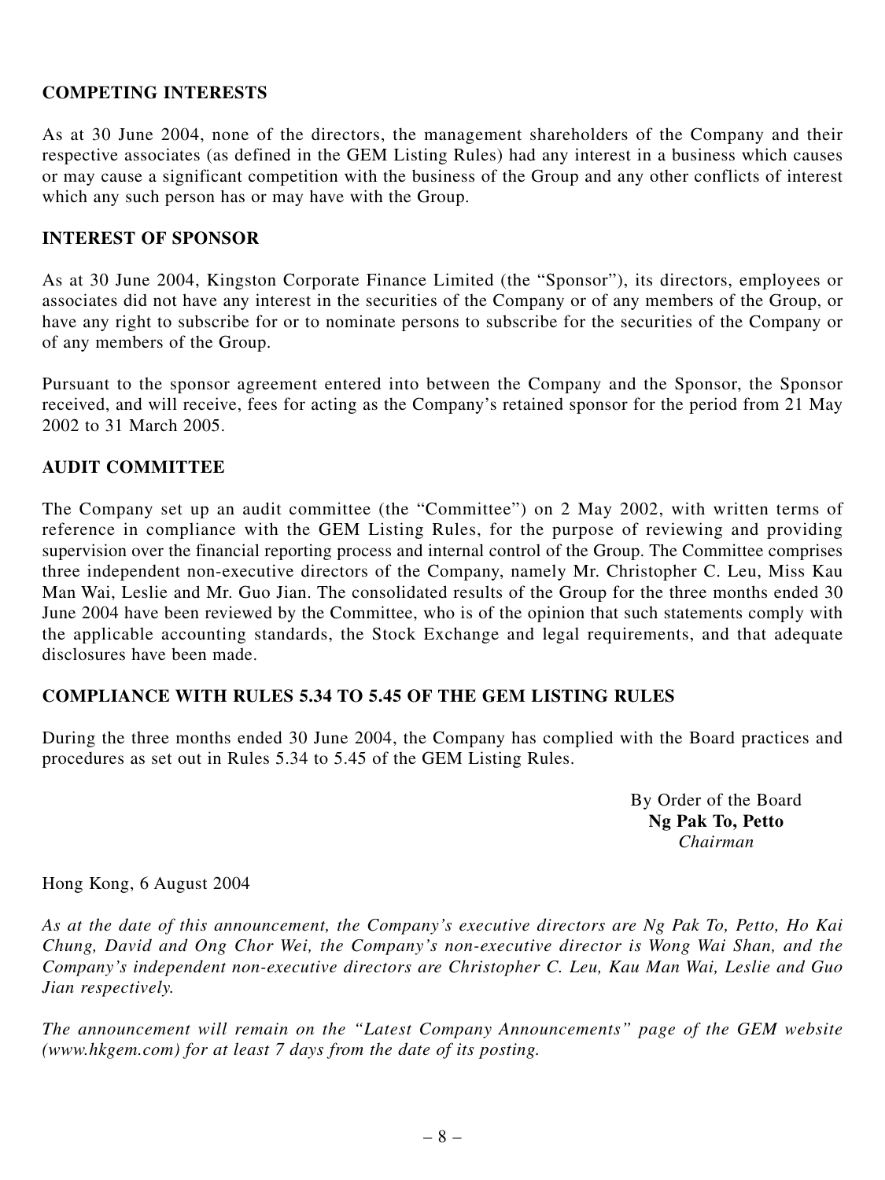## COMPETING INTERESTS

As at 30 June 2004, none of the directors, the management shareholders of the Company and their respective associates (as defined in the GEM Listing Rules) had any interest in a business which causes or may cause a significant competition with the business of the Group and any other conflicts of interest which any such person has or may have with the Group.

## INTEREST OF SPONSOR

As at 30 June 2004, Kingston Corporate Finance Limited (the "Sponsor"), its directors, employees or associates did not have any interest in the securities of the Company or of any members of the Group, or have any right to subscribe for or to nominate persons to subscribe for the securities of the Company or of any members of the Group.

Pursuant to the sponsor agreement entered into between the Company and the Sponsor, the Sponsor received, and will receive, fees for acting as the Company's retained sponsor for the period from 21 May 2002 to 31 March 2005.

## AUDIT COMMITTEE

The Company set up an audit committee (the "Committee") on 2 May 2002, with written terms of reference in compliance with the GEM Listing Rules, for the purpose of reviewing and providing supervision over the financial reporting process and internal control of the Group. The Committee comprises three independent non-executive directors of the Company, namely Mr. Christopher C. Leu, Miss Kau Man Wai, Leslie and Mr. Guo Jian. The consolidated results of the Group for the three months ended 30 June 2004 have been reviewed by the Committee, who is of the opinion that such statements comply with the applicable accounting standards, the Stock Exchange and legal requirements, and that adequate disclosures have been made.

## COMPLIANCE WITH RULES 5.34 TO 5.45 OF THE GEM LISTING RULES

During the three months ended 30 June 2004, the Company has complied with the Board practices and procedures as set out in Rules 5.34 to 5.45 of the GEM Listing Rules.

By Order of the Board
**Ng Pak To, Petto**
*Chairman*

Hong Kong, 6 August 2004

*As at the date of this announcement, the Company's executive directors are Ng Pak To, Petto, Ho Kai Chung, David and Ong Chor Wei, the Company's non-executive director is Wong Wai Shan, and the Company's independent non-executive directors are Christopher C. Leu, Kau Man Wai, Leslie and Guo Jian respectively.*

*The announcement will remain on the "Latest Company Announcements" page of the GEM website (www.hkgem.com) for at least 7 days from the date of its posting.*